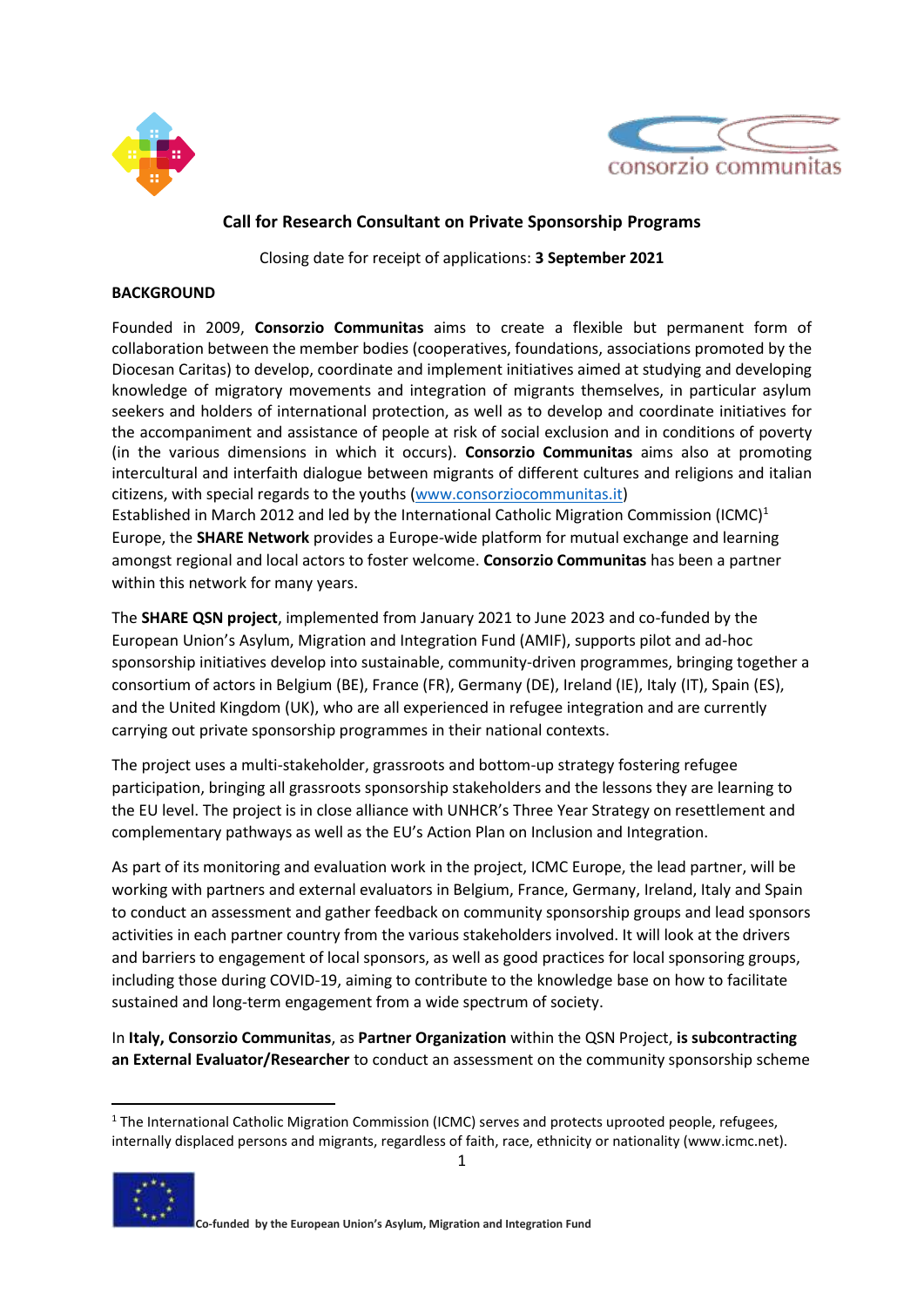## Call for Research Consultant on Private Sponsorship Programs

Closing date for receipt of applications: **3 September 2021**

### BACKGROUND

Founded in 2009, **Consorzio Communitas** aims to create a flexible but permanent form of collaboration between the member bodies (cooperatives, foundations, associations promoted by the Diocesan Caritas) to develop, coordinate and implement initiatives aimed at studying and developing knowledge of migratory movements and integration of migrants themselves, in particular asylum seekers and holders of international protection, as well as to develop and coordinate initiatives for the accompaniment and assistance of people at risk of social exclusion and in conditions of poverty (in the various dimensions in which it occurs). **Consorzio Communitas** aims also at promoting intercultural and interfaith dialogue between migrants of different cultures and religions and italian citizens, with special regards to the youths ([www.consorziocommunitas.it](www.consorziocommunitas.it))

Established in March 2012 and led by the International Catholic Migration Commission (ICMC)[1] Europe, the **SHARE Network** provides a Europe-wide platform for mutual exchange and learning amongst regional and local actors to foster welcome. **Consorzio Communitas** has been a partner within this network for many years.

The **SHARE QSN project**, implemented from January 2021 to June 2023 and co-funded by the European Union's Asylum, Migration and Integration Fund (AMIF), supports pilot and ad-hoc sponsorship initiatives develop into sustainable, community-driven programmes, bringing together a consortium of actors in Belgium (BE), France (FR), Germany (DE), Ireland (IE), Italy (IT), Spain (ES), and the United Kingdom (UK), who are all experienced in refugee integration and are currently carrying out private sponsorship programmes in their national contexts.

The project uses a multi-stakeholder, grassroots and bottom-up strategy fostering refugee participation, bringing all grassroots sponsorship stakeholders and the lessons they are learning to the EU level. The project is in close alliance with UNHCR's Three Year Strategy on resettlement and complementary pathways as well as the EU's Action Plan on Inclusion and Integration.

As part of its monitoring and evaluation work in the project, ICMC Europe, the lead partner, will be working with partners and external evaluators in Belgium, France, Germany, Ireland, Italy and Spain to conduct an assessment and gather feedback on community sponsorship groups and lead sponsors activities in each partner country from the various stakeholders involved. It will look at the drivers and barriers to engagement of local sponsors, as well as good practices for local sponsoring groups, including those during COVID-19, aiming to contribute to the knowledge base on how to facilitate sustained and long-term engagement from a wide spectrum of society.

In **Italy, Consorzio Communitas**, as **Partner Organization** within the QSN Project, **is subcontracting an External Evaluator/Researcher** to conduct an assessment on the community sponsorship scheme

[1] The International Catholic Migration Commission (ICMC) serves and protects uprooted people, refugees, internally displaced persons and migrants, regardless of faith, race, ethnicity or nationality (www.icmc.net).

**Co-funded by the European Union's Asylum, Migration and Integration Fund**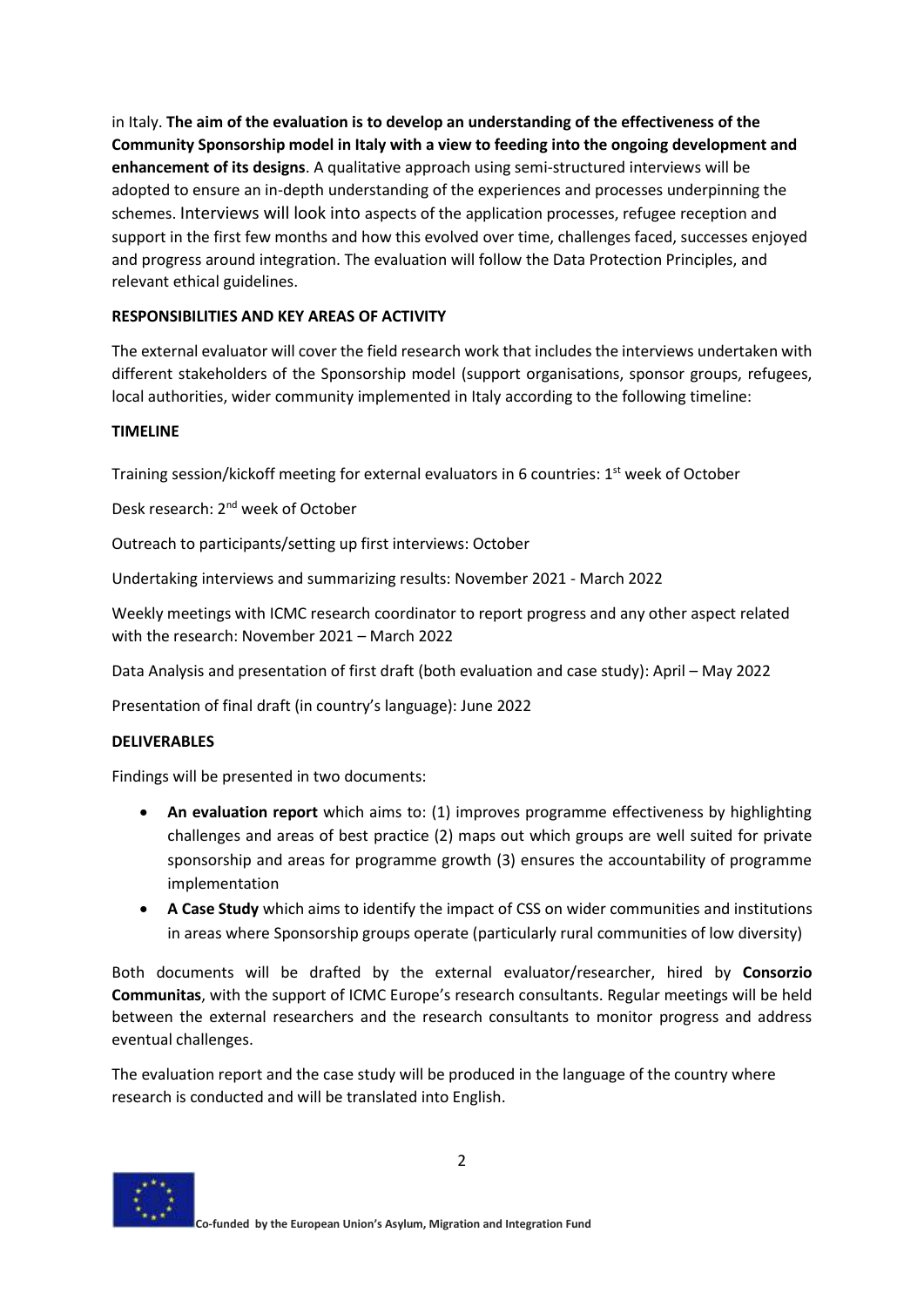in Italy. **The aim of the evaluation is to develop an understanding of the effectiveness of the Community Sponsorship model in Italy with a view to feeding into the ongoing development and enhancement of its designs**. A qualitative approach using semi-structured interviews will be adopted to ensure an in-depth understanding of the experiences and processes underpinning the schemes. Interviews will look into aspects of the application processes, refugee reception and support in the first few months and how this evolved over time, challenges faced, successes enjoyed and progress around integration. The evaluation will follow the Data Protection Principles, and relevant ethical guidelines.

**RESPONSIBILITIES AND KEY AREAS OF ACTIVITY**

The external evaluator will cover the field research work that includes the interviews undertaken with different stakeholders of the Sponsorship model (support organisations, sponsor groups, refugees, local authorities, wider community implemented in Italy according to the following timeline:

**TIMELINE**

Training session/kickoff meeting for external evaluators in 6 countries: 1st week of October

Desk research: 2nd week of October

Outreach to participants/setting up first interviews: October

Undertaking interviews and summarizing results: November 2021 - March 2022

Weekly meetings with ICMC research coordinator to report progress and any other aspect related with the research: November 2021 – March 2022

Data Analysis and presentation of first draft (both evaluation and case study): April – May 2022

Presentation of final draft (in country's language): June 2022

**DELIVERABLES**

Findings will be presented in two documents:

- **An evaluation report** which aims to: (1) improves programme effectiveness by highlighting challenges and areas of best practice (2) maps out which groups are well suited for private sponsorship and areas for programme growth (3) ensures the accountability of programme implementation
- **A Case Study** which aims to identify the impact of CSS on wider communities and institutions in areas where Sponsorship groups operate (particularly rural communities of low diversity)

Both documents will be drafted by the external evaluator/researcher, hired by **Consorzio Communitas**, with the support of ICMC Europe's research consultants. Regular meetings will be held between the external researchers and the research consultants to monitor progress and address eventual challenges.

The evaluation report and the case study will be produced in the language of the country where research is conducted and will be translated into English.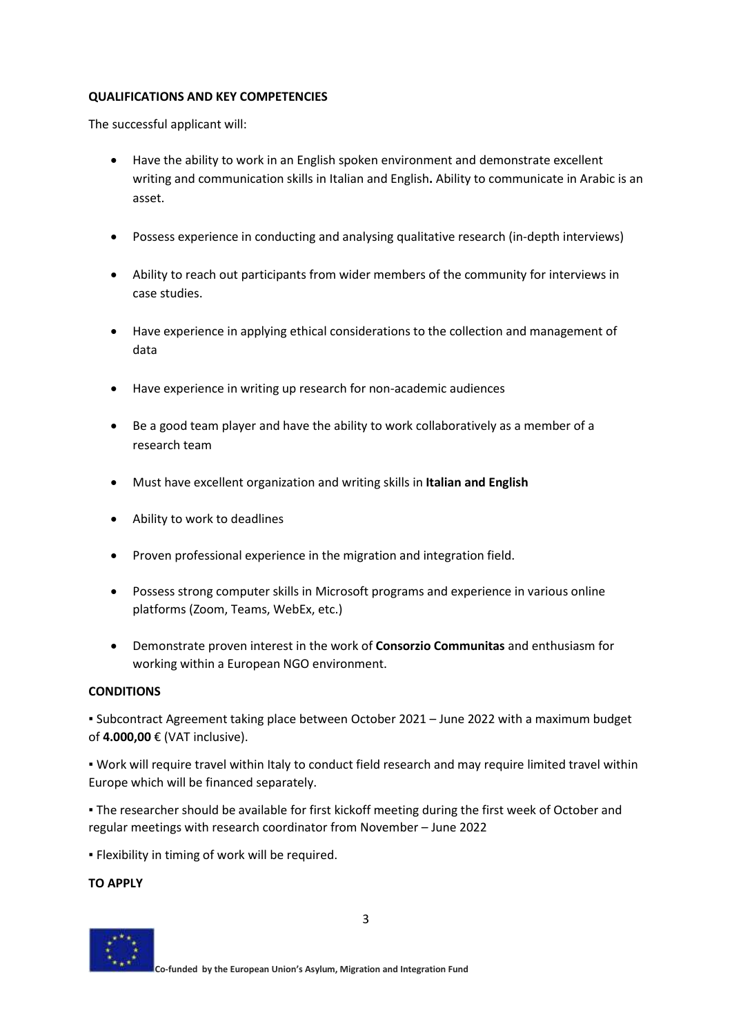**QUALIFICATIONS AND KEY COMPETENCIES**

The successful applicant will:

- Have the ability to work in an English spoken environment and demonstrate excellent writing and communication skills in Italian and English**.** Ability to communicate in Arabic is an asset.

- Possess experience in conducting and analysing qualitative research (in-depth interviews)

- Ability to reach out participants from wider members of the community for interviews in case studies.

- Have experience in applying ethical considerations to the collection and management of data

- Have experience in writing up research for non-academic audiences

- Be a good team player and have the ability to work collaboratively as a member of a research team

- Must have excellent organization and writing skills in **Italian and English**

- Ability to work to deadlines

- Proven professional experience in the migration and integration field.

- Possess strong computer skills in Microsoft programs and experience in various online platforms (Zoom, Teams, WebEx, etc.)

- Demonstrate proven interest in the work of **Consorzio Communitas** and enthusiasm for working within a European NGO environment.

**CONDITIONS**

▪ Subcontract Agreement taking place between October 2021 – June 2022 with a maximum budget of **4.000,00** € (VAT inclusive).

▪ Work will require travel within Italy to conduct field research and may require limited travel within Europe which will be financed separately.

▪ The researcher should be available for first kickoff meeting during the first week of October and regular meetings with research coordinator from November – June 2022

▪ Flexibility in timing of work will be required.

**TO APPLY**

**Co-funded by the European Union's Asylum, Migration and Integration Fund**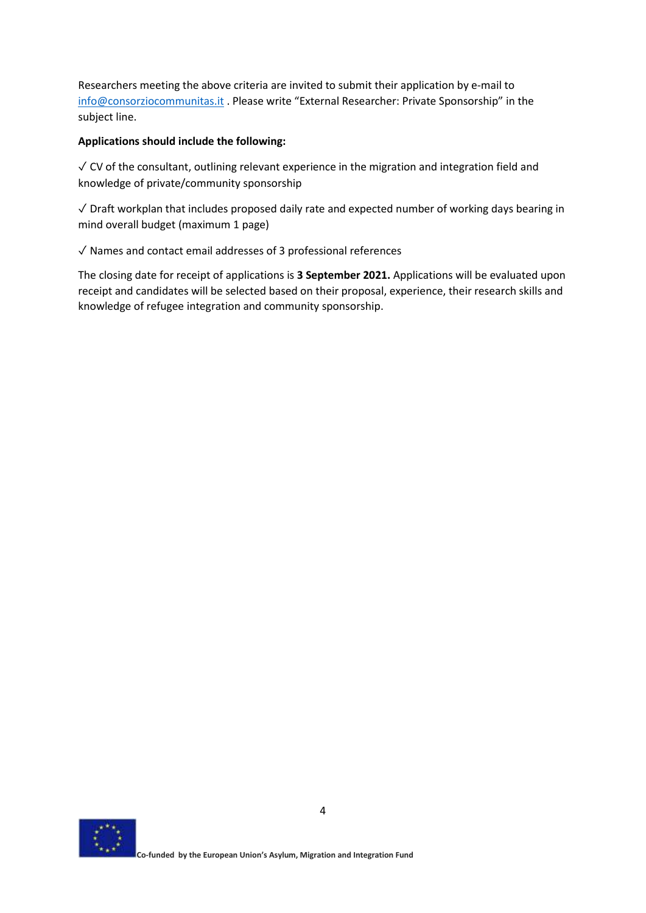Researchers meeting the above criteria are invited to submit their application by e-mail to info@consorziocommunitas.it . Please write "External Researcher: Private Sponsorship" in the subject line.

**Applications should include the following:**

✓ CV of the consultant, outlining relevant experience in the migration and integration field and knowledge of private/community sponsorship

✓ Draft workplan that includes proposed daily rate and expected number of working days bearing in mind overall budget (maximum 1 page)

✓ Names and contact email addresses of 3 professional references

The closing date for receipt of applications is **3 September 2021.** Applications will be evaluated upon receipt and candidates will be selected based on their proposal, experience, their research skills and knowledge of refugee integration and community sponsorship.